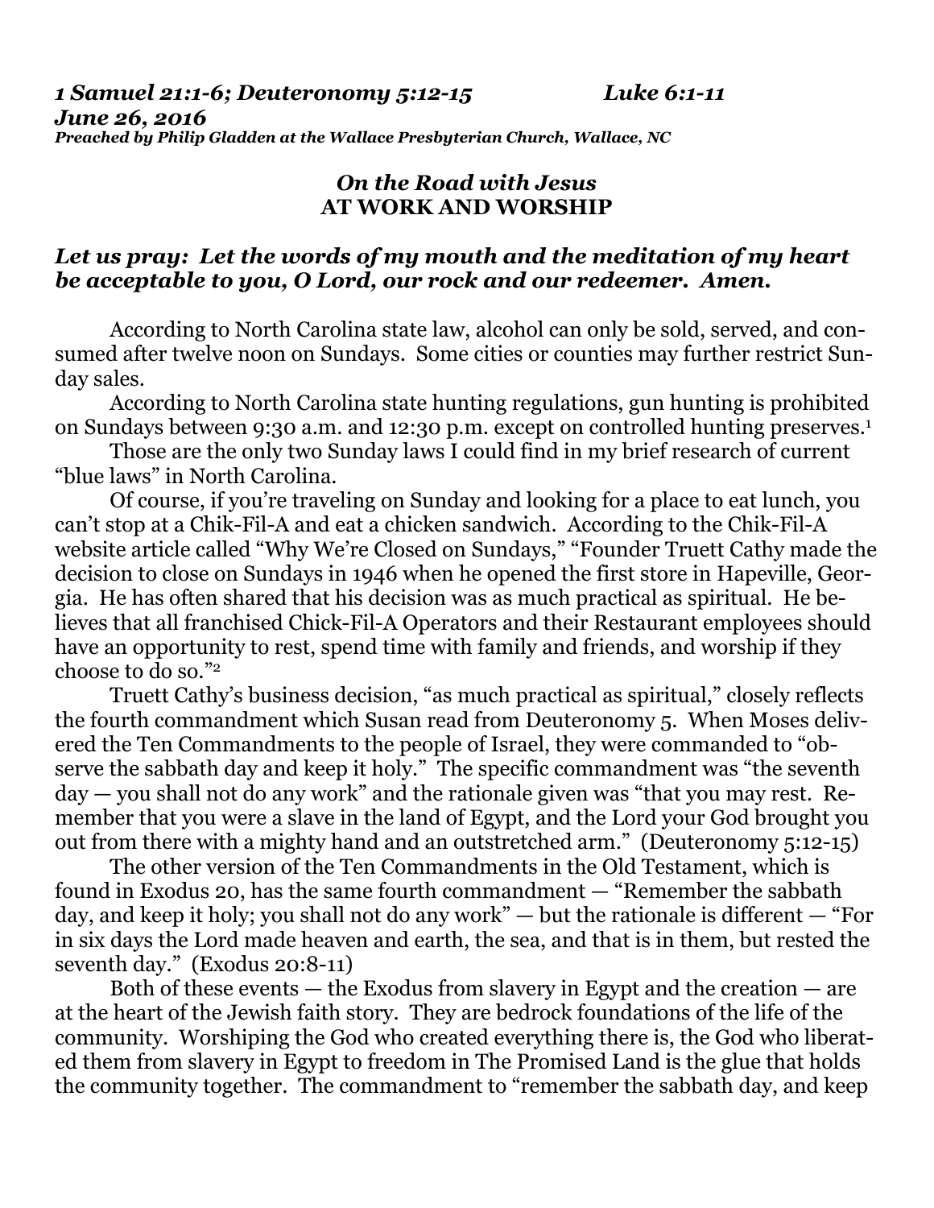***1 Samuel 21:1-6; Deuteronomy 5:12-15 Luke 6:1-11***
***June 26, 2016***
***Preached by Philip Gladden at the Wallace Presbyterian Church, Wallace, NC***

## *On the Road with Jesus*
## AT WORK AND WORSHIP

***Let us pray: Let the words of my mouth and the meditation of my heart be acceptable to you, O Lord, our rock and our redeemer. Amen.***

According to North Carolina state law, alcohol can only be sold, served, and consumed after twelve noon on Sundays. Some cities or counties may further restrict Sunday sales.

According to North Carolina state hunting regulations, gun hunting is prohibited on Sundays between 9:30 a.m. and 12:30 p.m. except on controlled hunting preserves.[1]

Those are the only two Sunday laws I could find in my brief research of current "blue laws" in North Carolina.

Of course, if you're traveling on Sunday and looking for a place to eat lunch, you can't stop at a Chik-Fil-A and eat a chicken sandwich. According to the Chik-Fil-A website article called "Why We're Closed on Sundays," "Founder Truett Cathy made the decision to close on Sundays in 1946 when he opened the first store in Hapeville, Georgia. He has often shared that his decision was as much practical as spiritual. He believes that all franchised Chick-Fil-A Operators and their Restaurant employees should have an opportunity to rest, spend time with family and friends, and worship if they choose to do so."[2]

Truett Cathy's business decision, "as much practical as spiritual," closely reflects the fourth commandment which Susan read from Deuteronomy 5. When Moses delivered the Ten Commandments to the people of Israel, they were commanded to "observe the sabbath day and keep it holy." The specific commandment was "the seventh day — you shall not do any work" and the rationale given was "that you may rest. Remember that you were a slave in the land of Egypt, and the Lord your God brought you out from there with a mighty hand and an outstretched arm." (Deuteronomy 5:12-15)

The other version of the Ten Commandments in the Old Testament, which is found in Exodus 20, has the same fourth commandment — "Remember the sabbath day, and keep it holy; you shall not do any work" — but the rationale is different — "For in six days the Lord made heaven and earth, the sea, and that is in them, but rested the seventh day." (Exodus 20:8-11)

Both of these events — the Exodus from slavery in Egypt and the creation — are at the heart of the Jewish faith story. They are bedrock foundations of the life of the community. Worshiping the God who created everything there is, the God who liberated them from slavery in Egypt to freedom in The Promised Land is the glue that holds the community together. The commandment to "remember the sabbath day, and keep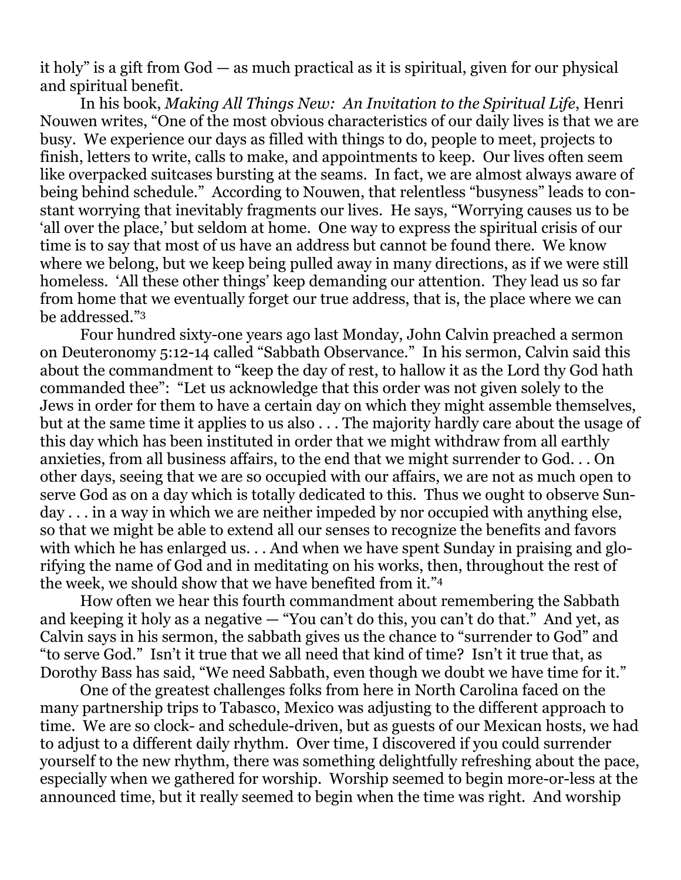it holy" is a gift from God — as much practical as it is spiritual, given for our physical and spiritual benefit.

In his book, *Making All Things New: An Invitation to the Spiritual Life*, Henri Nouwen writes, "One of the most obvious characteristics of our daily lives is that we are busy. We experience our days as filled with things to do, people to meet, projects to finish, letters to write, calls to make, and appointments to keep. Our lives often seem like overpacked suitcases bursting at the seams. In fact, we are almost always aware of being behind schedule." According to Nouwen, that relentless "busyness" leads to constant worrying that inevitably fragments our lives. He says, "Worrying causes us to be 'all over the place,' but seldom at home. One way to express the spiritual crisis of our time is to say that most of us have an address but cannot be found there. We know where we belong, but we keep being pulled away in many directions, as if we were still homeless. 'All these other things' keep demanding our attention. They lead us so far from home that we eventually forget our true address, that is, the place where we can be addressed."[3]

Four hundred sixty-one years ago last Monday, John Calvin preached a sermon on Deuteronomy 5:12-14 called "Sabbath Observance." In his sermon, Calvin said this about the commandment to "keep the day of rest, to hallow it as the Lord thy God hath commanded thee": "Let us acknowledge that this order was not given solely to the Jews in order for them to have a certain day on which they might assemble themselves, but at the same time it applies to us also . . . The majority hardly care about the usage of this day which has been instituted in order that we might withdraw from all earthly anxieties, from all business affairs, to the end that we might surrender to God. . . On other days, seeing that we are so occupied with our affairs, we are not as much open to serve God as on a day which is totally dedicated to this. Thus we ought to observe Sunday . . . in a way in which we are neither impeded by nor occupied with anything else, so that we might be able to extend all our senses to recognize the benefits and favors with which he has enlarged us. . . And when we have spent Sunday in praising and glorifying the name of God and in meditating on his works, then, throughout the rest of the week, we should show that we have benefited from it."[4]

How often we hear this fourth commandment about remembering the Sabbath and keeping it holy as a negative — "You can't do this, you can't do that." And yet, as Calvin says in his sermon, the sabbath gives us the chance to "surrender to God" and "to serve God." Isn't it true that we all need that kind of time? Isn't it true that, as Dorothy Bass has said, "We need Sabbath, even though we doubt we have time for it."

One of the greatest challenges folks from here in North Carolina faced on the many partnership trips to Tabasco, Mexico was adjusting to the different approach to time. We are so clock- and schedule-driven, but as guests of our Mexican hosts, we had to adjust to a different daily rhythm. Over time, I discovered if you could surrender yourself to the new rhythm, there was something delightfully refreshing about the pace, especially when we gathered for worship. Worship seemed to begin more-or-less at the announced time, but it really seemed to begin when the time was right. And worship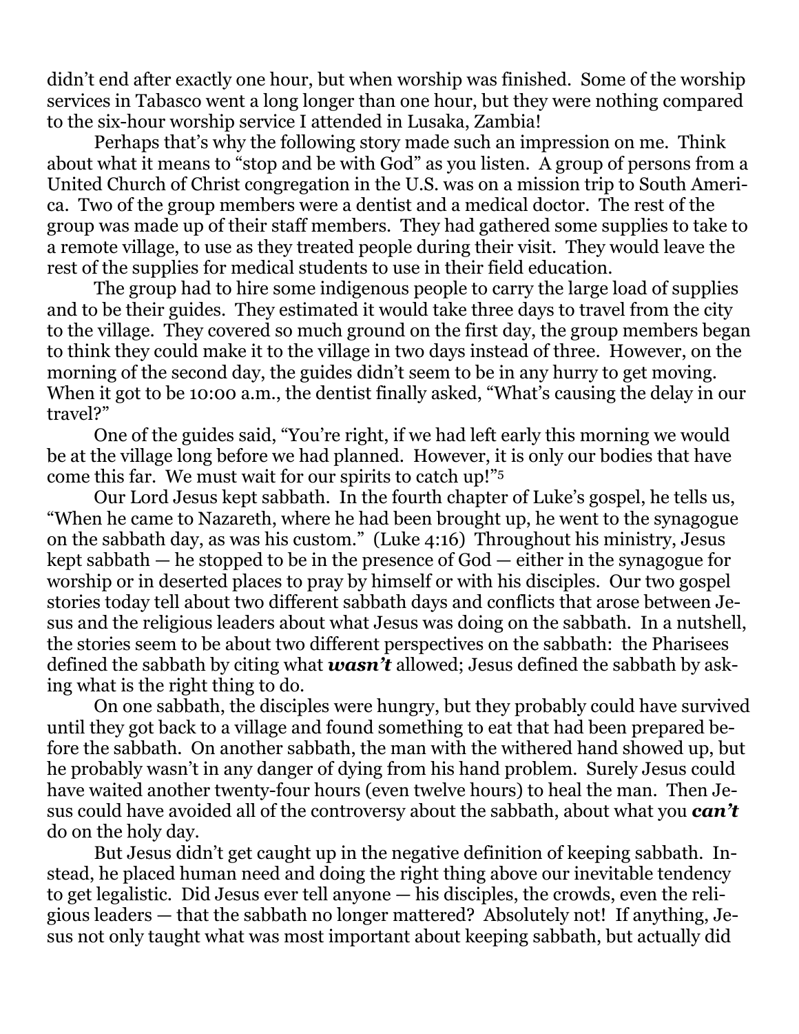didn't end after exactly one hour, but when worship was finished. Some of the worship services in Tabasco went a long longer than one hour, but they were nothing compared to the six-hour worship service I attended in Lusaka, Zambia!

Perhaps that's why the following story made such an impression on me. Think about what it means to "stop and be with God" as you listen. A group of persons from a United Church of Christ congregation in the U.S. was on a mission trip to South America. Two of the group members were a dentist and a medical doctor. The rest of the group was made up of their staff members. They had gathered some supplies to take to a remote village, to use as they treated people during their visit. They would leave the rest of the supplies for medical students to use in their field education.

The group had to hire some indigenous people to carry the large load of supplies and to be their guides. They estimated it would take three days to travel from the city to the village. They covered so much ground on the first day, the group members began to think they could make it to the village in two days instead of three. However, on the morning of the second day, the guides didn't seem to be in any hurry to get moving. When it got to be 10:00 a.m., the dentist finally asked, "What's causing the delay in our travel?"

One of the guides said, "You're right, if we had left early this morning we would be at the village long before we had planned. However, it is only our bodies that have come this far. We must wait for our spirits to catch up!"[5]

Our Lord Jesus kept sabbath. In the fourth chapter of Luke's gospel, he tells us, "When he came to Nazareth, where he had been brought up, he went to the synagogue on the sabbath day, as was his custom." (Luke 4:16) Throughout his ministry, Jesus kept sabbath — he stopped to be in the presence of God — either in the synagogue for worship or in deserted places to pray by himself or with his disciples. Our two gospel stories today tell about two different sabbath days and conflicts that arose between Jesus and the religious leaders about what Jesus was doing on the sabbath. In a nutshell, the stories seem to be about two different perspectives on the sabbath: the Pharisees defined the sabbath by citing what ***wasn't*** allowed; Jesus defined the sabbath by asking what is the right thing to do.

On one sabbath, the disciples were hungry, but they probably could have survived until they got back to a village and found something to eat that had been prepared before the sabbath. On another sabbath, the man with the withered hand showed up, but he probably wasn't in any danger of dying from his hand problem. Surely Jesus could have waited another twenty-four hours (even twelve hours) to heal the man. Then Jesus could have avoided all of the controversy about the sabbath, about what you ***can't*** do on the holy day.

But Jesus didn't get caught up in the negative definition of keeping sabbath. Instead, he placed human need and doing the right thing above our inevitable tendency to get legalistic. Did Jesus ever tell anyone — his disciples, the crowds, even the religious leaders — that the sabbath no longer mattered? Absolutely not! If anything, Jesus not only taught what was most important about keeping sabbath, but actually did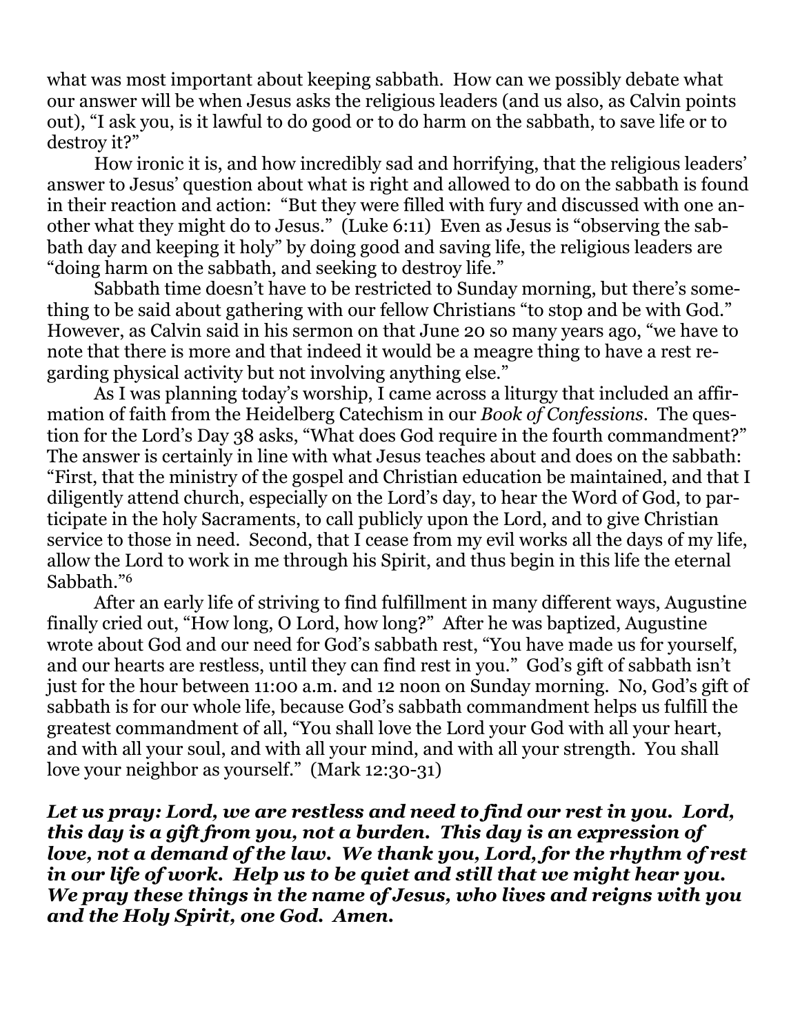what was most important about keeping sabbath. How can we possibly debate what our answer will be when Jesus asks the religious leaders (and us also, as Calvin points out), "I ask you, is it lawful to do good or to do harm on the sabbath, to save life or to destroy it?"

How ironic it is, and how incredibly sad and horrifying, that the religious leaders' answer to Jesus' question about what is right and allowed to do on the sabbath is found in their reaction and action: "But they were filled with fury and discussed with one another what they might do to Jesus." (Luke 6:11) Even as Jesus is "observing the sabbath day and keeping it holy" by doing good and saving life, the religious leaders are "doing harm on the sabbath, and seeking to destroy life."

Sabbath time doesn't have to be restricted to Sunday morning, but there's something to be said about gathering with our fellow Christians "to stop and be with God." However, as Calvin said in his sermon on that June 20 so many years ago, "we have to note that there is more and that indeed it would be a meagre thing to have a rest regarding physical activity but not involving anything else."

As I was planning today's worship, I came across a liturgy that included an affirmation of faith from the Heidelberg Catechism in our *Book of Confessions*. The question for the Lord's Day 38 asks, "What does God require in the fourth commandment?" The answer is certainly in line with what Jesus teaches about and does on the sabbath: "First, that the ministry of the gospel and Christian education be maintained, and that I diligently attend church, especially on the Lord's day, to hear the Word of God, to participate in the holy Sacraments, to call publicly upon the Lord, and to give Christian service to those in need. Second, that I cease from my evil works all the days of my life, allow the Lord to work in me through his Spirit, and thus begin in this life the eternal Sabbath."[6]

After an early life of striving to find fulfillment in many different ways, Augustine finally cried out, "How long, O Lord, how long?" After he was baptized, Augustine wrote about God and our need for God's sabbath rest, "You have made us for yourself, and our hearts are restless, until they can find rest in you." God's gift of sabbath isn't just for the hour between 11:00 a.m. and 12 noon on Sunday morning. No, God's gift of sabbath is for our whole life, because God's sabbath commandment helps us fulfill the greatest commandment of all, "You shall love the Lord your God with all your heart, and with all your soul, and with all your mind, and with all your strength. You shall love your neighbor as yourself." (Mark 12:30-31)

***Let us pray: Lord, we are restless and need to find our rest in you. Lord, this day is a gift from you, not a burden. This day is an expression of love, not a demand of the law. We thank you, Lord, for the rhythm of rest in our life of work. Help us to be quiet and still that we might hear you. We pray these things in the name of Jesus, who lives and reigns with you and the Holy Spirit, one God. Amen.***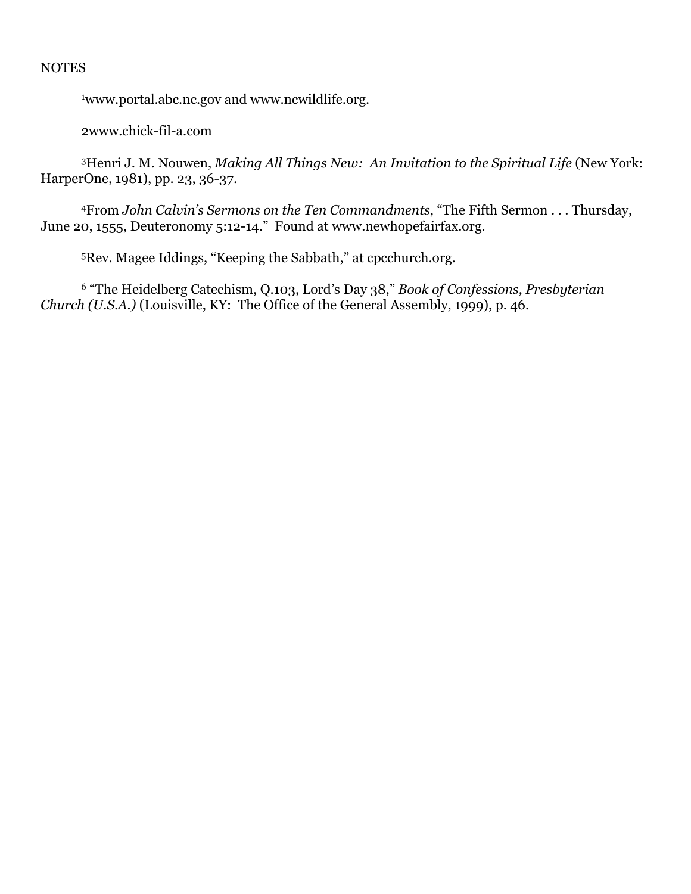NOTES

[1]www.portal.abc.nc.gov and www.ncwildlife.org.

2www.chick-fil-a.com

[3]Henri J. M. Nouwen, *Making All Things New: An Invitation to the Spiritual Life* (New York: HarperOne, 1981), pp. 23, 36-37.

[4]From *John Calvin's Sermons on the Ten Commandments*, "The Fifth Sermon . . . Thursday, June 20, 1555, Deuteronomy 5:12-14." Found at www.newhopefairfax.org.

[5]Rev. Magee Iddings, "Keeping the Sabbath," at cpcchurch.org.

[6] "The Heidelberg Catechism, Q.103, Lord's Day 38," *Book of Confessions, Presbyterian Church (U.S.A.)* (Louisville, KY: The Office of the General Assembly, 1999), p. 46.